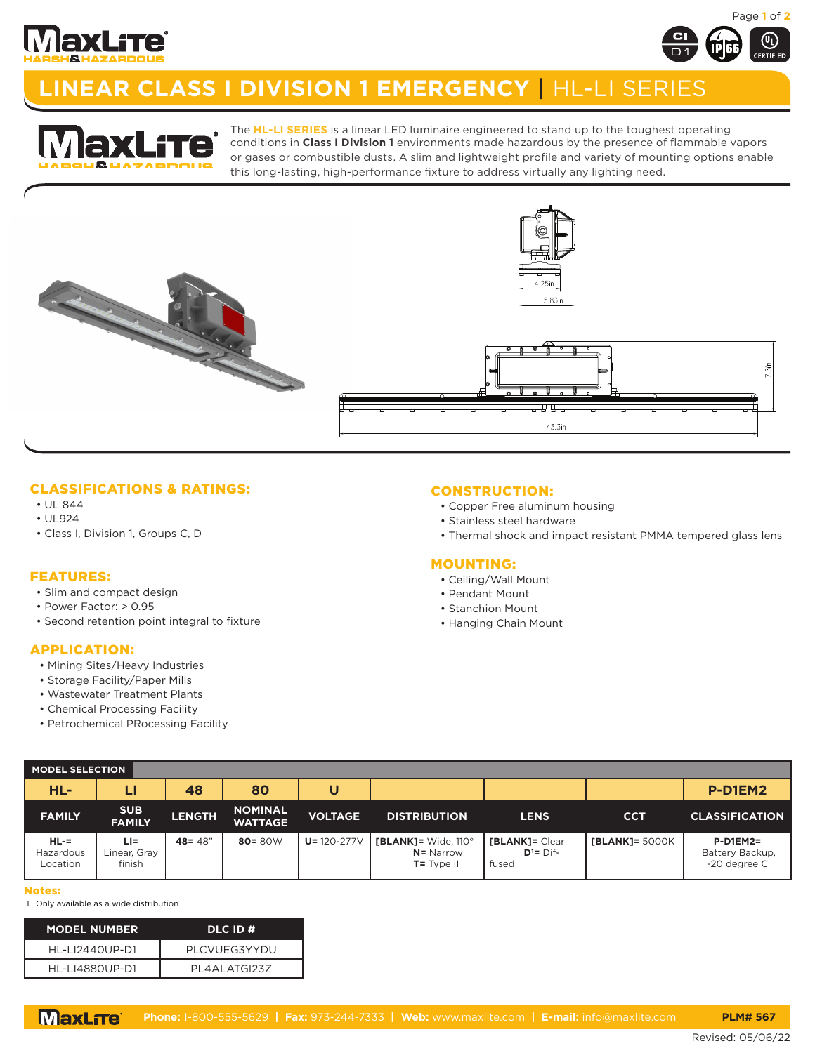# LINEAR CLASS I DIVISION 1 EMERGENCY | HL-LI SERIES

The **HL-LI SERIES** is a linear LED luminaire engineered to stand up to the toughest operating conditions in **Class I Division 1** environments made hazardous by the presence of flammable vapors or gases or combustible dusts. A slim and lightweight profile and variety of mounting options enable this long-lasting, high-performance fixture to address virtually any lighting need.

4.25in

5.83in

7.3in

43.3in

## CLASSIFICATIONS & RATINGS:

- UL 844
- UL924
- Class I, Division 1, Groups C, D

## FEATURES:

- Slim and compact design
- Power Factor: > 0.95
- Second retention point integral to fixture

## APPLICATION:

- Mining Sites/Heavy Industries
- Storage Facility/Paper Mills
- Wastewater Treatment Plants
- Chemical Processing Facility
- Petrochemical PRocessing Facility

## CONSTRUCTION:

- Copper Free aluminum housing
- Stainless steel hardware
- Thermal shock and impact resistant PMMA tempered glass lens

## MOUNTING:

- Ceiling/Wall Mount
- Pendant Mount
- Stanchion Mount
- Hanging Chain Mount

## MODEL SELECTION

| HL- | LI | 48 | 80 | U | | | | P-D1EM2 |
|---|---|---|---|---|---|---|---|---|
| **FAMILY** | **SUB FAMILY** | **LENGTH** | **NOMINAL WATTAGE** | **VOLTAGE** | **DISTRIBUTION** | **LENS** | **CCT** | **CLASSIFICATION** |
| **HL-**= Hazardous Location | **LI**= Linear, Gray finish | **48**= 48" | **80**= 80W | **U**= 120-277V | **[BLANK]**= Wide, 110°<br>**N**= Narrow<br>**T**= Type II | **[BLANK]**= Clear<br>**D**[1]= Diffused | **[BLANK]**= 5000K | **P-D1EM2**= Battery Backup, -20 degree C |

**Notes:**

1. Only available as a wide distribution

| MODEL NUMBER | DLC ID # |
|---|---|
| HL-LI2440UP-D1 | PLCVUEG3YYDU |
| HL-LI4880UP-D1 | PL4ALATGI23Z |

**Phone:** 1-800-555-5629 | **Fax:** 973-244-7333 | **Web:** www.maxlite.com | **E-mail:** info@maxlite.com

**PLM# 567**

Revised: 05/06/22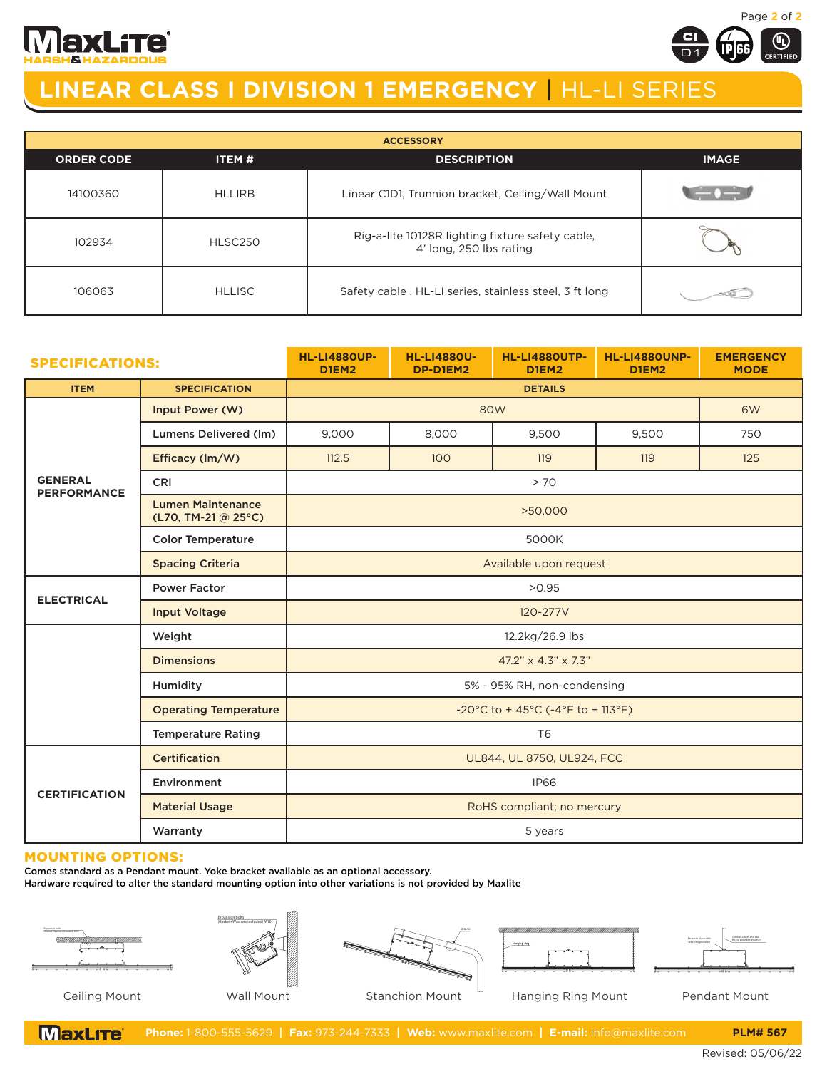# LINEAR CLASS I DIVISION 1 EMERGENCY | HL-LI SERIES

| ACCESSORY | | | |
|---|---|---|---|
| **ORDER CODE** | **ITEM #** | **DESCRIPTION** | **IMAGE** |
| 14100360 | HLLIRB | Linear C1D1, Trunnion bracket, Ceiling/Wall Mount | |
| 102934 | HLSC250 | Rig-a-lite 10128R lighting fixture safety cable, 4' long, 250 lbs rating | |
| 106063 | HLLISC | Safety cable , HL-LI series, stainless steel, 3 ft long | |

## SPECIFICATIONS:

| | | HL-LI4880UP-D1EM2 | HL-LI4880U-DP-D1EM2 | HL-LI4880UTP-D1EM2 | HL-LI4880UNP-D1EM2 | EMERGENCY MODE |
|---|---|---|---|---|---|---|
| **ITEM** | **SPECIFICATION** | **DETAILS** | | | | |
| GENERAL PERFORMANCE | Input Power (W) | 80W | | | | 6W |
| | Lumens Delivered (lm) | 9,000 | 8,000 | 9,500 | 9,500 | 750 |
| | Efficacy (lm/W) | 112.5 | 100 | 119 | 119 | 125 |
| | CRI | > 70 | | | | |
| | Lumen Maintenance (L70, TM-21 @ 25°C) | >50,000 | | | | |
| | Color Temperature | 5000K | | | | |
| | Spacing Criteria | Available upon request | | | | |
| ELECTRICAL | Power Factor | >0.95 | | | | |
| | Input Voltage | 120-277V | | | | |
| | Weight | 12.2kg/26.9 lbs | | | | |
| | Dimensions | 47.2" x 4.3" x 7.3" | | | | |
| | Humidity | 5% - 95% RH, non-condensing | | | | |
| | Operating Temperature | -20°C to + 45°C (-4°F to + 113°F) | | | | |
| | Temperature Rating | T6 | | | | |
| CERTIFICATION | Certification | UL844, UL 8750, UL924, FCC | | | | |
| | Environment | IP66 | | | | |
| | Material Usage | RoHS compliant; no mercury | | | | |
| | Warranty | 5 years | | | | |

## MOUNTING OPTIONS:

Comes standard as a Pendant mount. Yoke bracket available as an optional accessory.
Hardware required to alter the standard mounting option into other variations is not provided by Maxlite

Ceiling Mount

Wall Mount

Stanchion Mount

Hanging Ring Mount

Pendant Mount

**Phone:** 1-800-555-5629 | **Fax:** 973-244-7333 | **Web:** www.maxlite.com | **E-mail:** info@maxlite.com

**PLM# 567**

Revised: 05/06/22